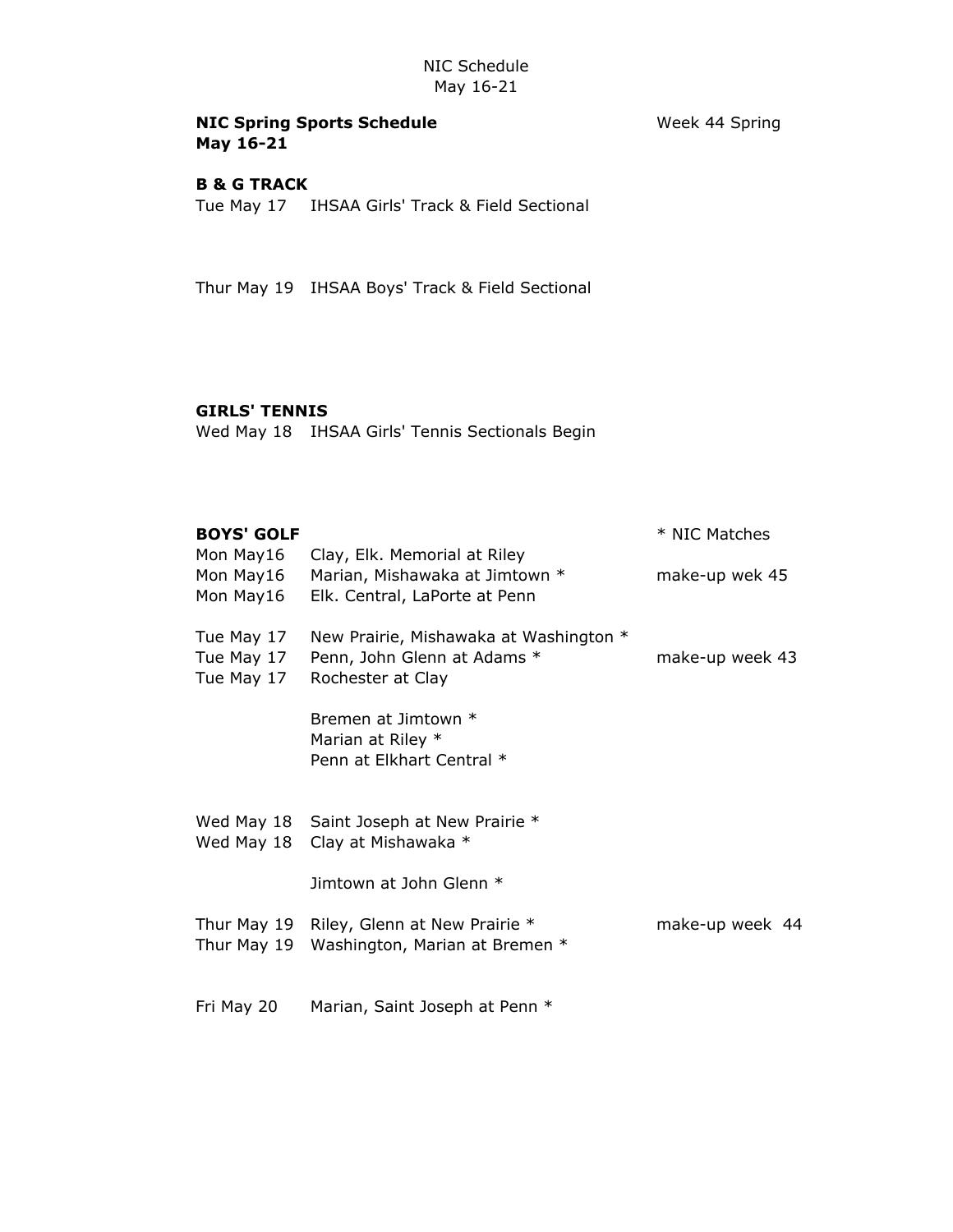NIC Schedule
May 16-21

**NIC Spring Sports Schedule** Week 44 Spring
**May 16-21**

**B & G TRACK**

Tue May 17 IHSAA Girls' Track & Field Sectional

Thur May 19 IHSAA Boys' Track & Field Sectional

**GIRLS' TENNIS**

Wed May 18 IHSAA Girls' Tennis Sectionals Begin

**BOYS' GOLF** * NIC Matches

| | | |
|---|---|---|
| Mon May16 | Clay, Elk. Memorial at Riley | |
| Mon May16 | Marian, Mishawaka at Jimtown * | make-up wek 45 |
| Mon May16 | Elk. Central, LaPorte at Penn | |
| Tue May 17 | New Prairie, Mishawaka at Washington * | |
| Tue May 17 | Penn, John Glenn at Adams * | make-up week 43 |
| Tue May 17 | Rochester at Clay | |
| | Bremen at Jimtown * | |
| | Marian at Riley * | |
| | Penn at Elkhart Central * | |
| Wed May 18 | Saint Joseph at New Prairie * | |
| Wed May 18 | Clay at Mishawaka * | |
| | Jimtown at John Glenn * | |
| Thur May 19 | Riley, Glenn at New Prairie * | make-up week 44 |
| Thur May 19 | Washington, Marian at Bremen * | |
| Fri May 20 | Marian, Saint Joseph at Penn * | |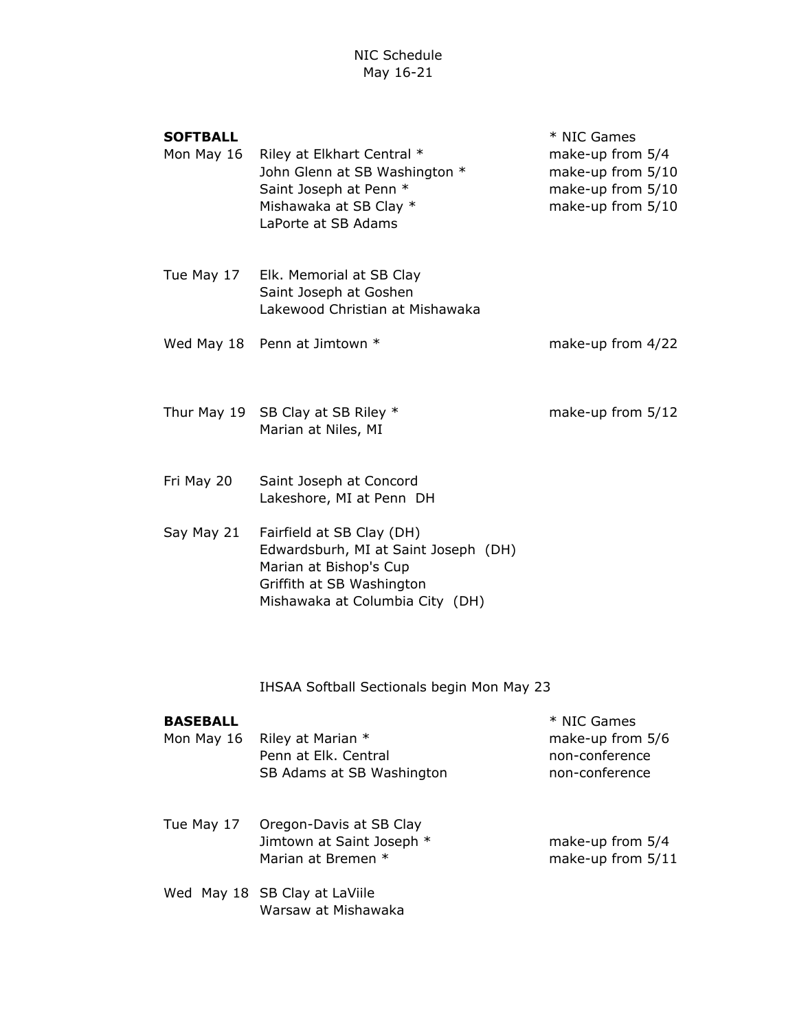NIC Schedule
May 16-21

**SOFTBALL** — * NIC Games

| Date | Game | Note |
| --- | --- | --- |
| Mon May 16 | Riley at Elkhart Central * | make-up from 5/4 |
| | John Glenn at SB Washington * | make-up from 5/10 |
| | Saint Joseph at Penn * | make-up from 5/10 |
| | Mishawaka at SB Clay * | make-up from 5/10 |
| | LaPorte at SB Adams | |
| Tue May 17 | Elk. Memorial at SB Clay | |
| | Saint Joseph at Goshen | |
| | Lakewood Christian at Mishawaka | |
| Wed May 18 | Penn at Jimtown * | make-up from 4/22 |
| Thur May 19 | SB Clay at SB Riley * | make-up from 5/12 |
| | Marian at Niles, MI | |
| Fri May 20 | Saint Joseph at Concord | |
| | Lakeshore, MI at Penn DH | |
| Say May 21 | Fairfield at SB Clay (DH) | |
| | Edwardsburh, MI at Saint Joseph (DH) | |
| | Marian at Bishop's Cup | |
| | Griffith at SB Washington | |
| | Mishawaka at Columbia City (DH) | |

IHSAA Softball Sectionals begin Mon May 23

**BASEBALL** — * NIC Games

| Date | Game | Note |
| --- | --- | --- |
| Mon May 16 | Riley at Marian * | make-up from 5/6 |
| | Penn at Elk. Central | non-conference |
| | SB Adams at SB Washington | non-conference |
| Tue May 17 | Oregon-Davis at SB Clay | |
| | Jimtown at Saint Joseph * | make-up from 5/4 |
| | Marian at Bremen * | make-up from 5/11 |
| Wed May 18 | SB Clay at LaViile | |
| | Warsaw at Mishawaka | |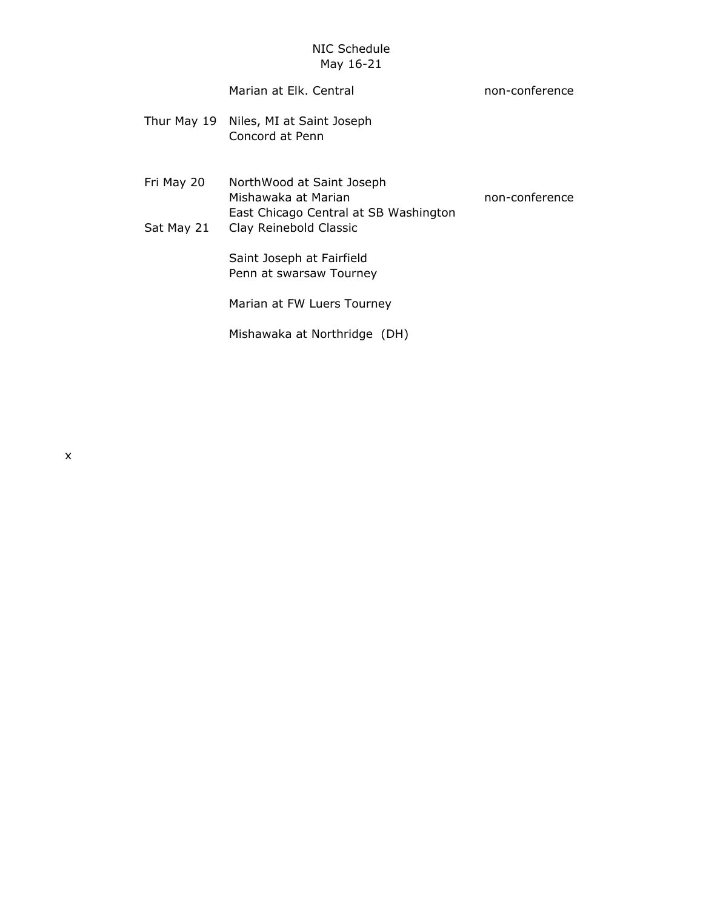NIC Schedule
May 16-21

| | | |
|---|---|---|
| | Marian at Elk. Central | non-conference |
| Thur May 19 | Niles, MI at Saint Joseph | |
| | Concord at Penn | |
| Fri May 20 | NorthWood at Saint Joseph | |
| | Mishawaka at Marian | non-conference |
| | East Chicago Central at SB Washington | |
| Sat May 21 | Clay Reinebold Classic | |
| | Saint Joseph at Fairfield | |
| | Penn at swarsaw Tourney | |
| | Marian at FW Luers Tourney | |
| | Mishawaka at Northridge (DH) | |

x